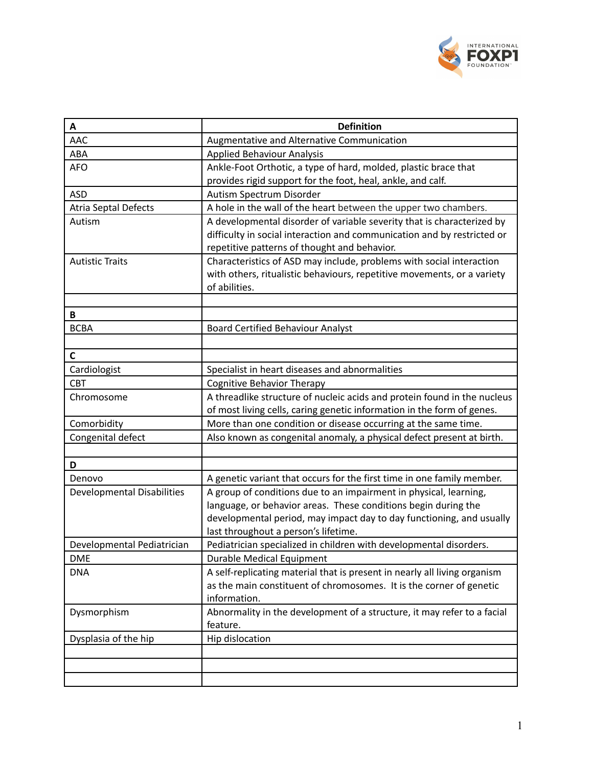| A | Definition |
|---|---|
| AAC | Augmentative and Alternative Communication |
| ABA | Applied Behaviour Analysis |
| AFO | Ankle-Foot Orthotic, a type of hard, molded, plastic brace that provides rigid support for the foot, heal, ankle, and calf. |
| ASD | Autism Spectrum Disorder |
| Atria Septal Defects | A hole in the wall of the heart between the upper two chambers. |
| Autism | A developmental disorder of variable severity that is characterized by difficulty in social interaction and communication and by restricted or repetitive patterns of thought and behavior. |
| Autistic Traits | Characteristics of ASD may include, problems with social interaction with others, ritualistic behaviours, repetitive movements, or a variety of abilities. |
| | |
| **B** | |
| BCBA | Board Certified Behaviour Analyst |
| | |
| **C** | |
| Cardiologist | Specialist in heart diseases and abnormalities |
| CBT | Cognitive Behavior Therapy |
| Chromosome | A threadlike structure of nucleic acids and protein found in the nucleus of most living cells, caring genetic information in the form of genes. |
| Comorbidity | More than one condition or disease occurring at the same time. |
| Congenital defect | Also known as congenital anomaly, a physical defect present at birth. |
| | |
| **D** | |
| Denovo | A genetic variant that occurs for the first time in one family member. |
| Developmental Disabilities | A group of conditions due to an impairment in physical, learning, language, or behavior areas. These conditions begin during the developmental period, may impact day to day functioning, and usually last throughout a person's lifetime. |
| Developmental Pediatrician | Pediatrician specialized in children with developmental disorders. |
| DME | Durable Medical Equipment |
| DNA | A self-replicating material that is present in nearly all living organism as the main constituent of chromosomes. It is the corner of genetic information. |
| Dysmorphism | Abnormality in the development of a structure, it may refer to a facial feature. |
| Dysplasia of the hip | Hip dislocation |
| | |
| | |
| | |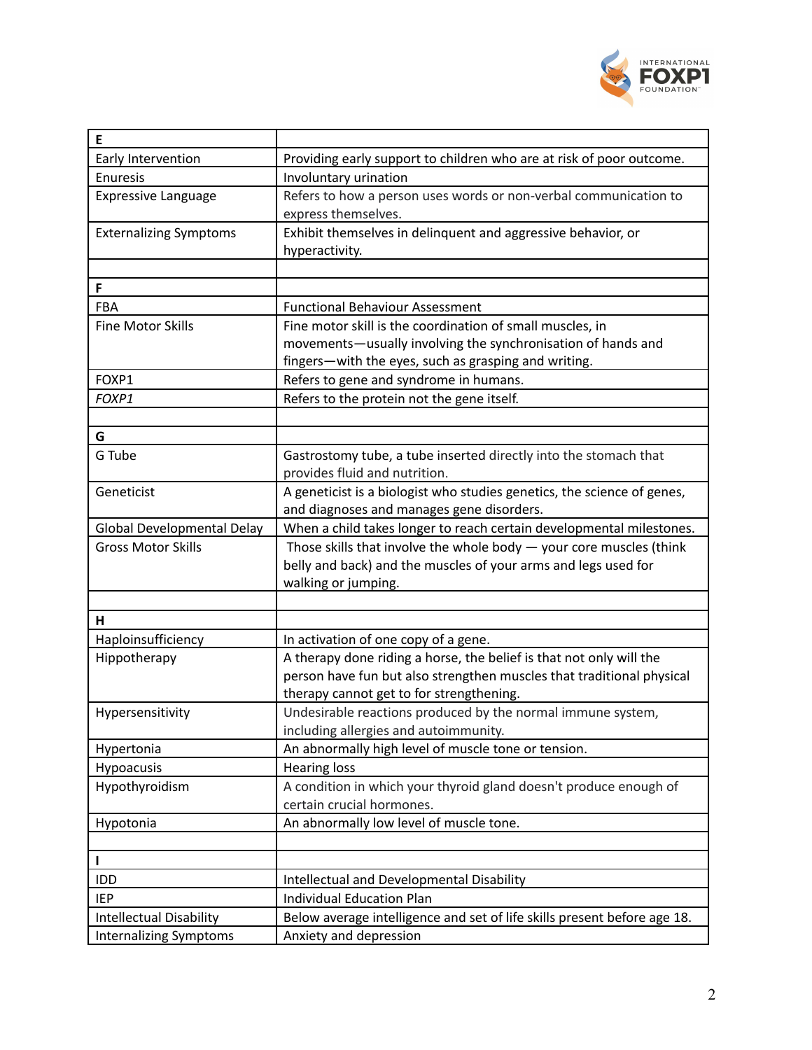| E | |
|---|---|
| Early Intervention | Providing early support to children who are at risk of poor outcome. |
| Enuresis | Involuntary urination |
| Expressive Language | Refers to how a person uses words or non-verbal communication to express themselves. |
| Externalizing Symptoms | Exhibit themselves in delinquent and aggressive behavior, or hyperactivity. |
| | |
| **F** | |
| FBA | Functional Behaviour Assessment |
| Fine Motor Skills | Fine motor skill is the coordination of small muscles, in movements—usually involving the synchronisation of hands and fingers—with the eyes, such as grasping and writing. |
| FOXP1 | Refers to gene and syndrome in humans. |
| *FOXP1* | Refers to the protein not the gene itself. |
| | |
| **G** | |
| G Tube | Gastrostomy tube, a tube inserted directly into the stomach that provides fluid and nutrition. |
| Geneticist | A geneticist is a biologist who studies genetics, the science of genes, and diagnoses and manages gene disorders. |
| Global Developmental Delay | When a child takes longer to reach certain developmental milestones. |
| Gross Motor Skills | Those skills that involve the whole body — your core muscles (think belly and back) and the muscles of your arms and legs used for walking or jumping. |
| | |
| **H** | |
| Haploinsufficiency | In activation of one copy of a gene. |
| Hippotherapy | A therapy done riding a horse, the belief is that not only will the person have fun but also strengthen muscles that traditional physical therapy cannot get to for strengthening. |
| Hypersensitivity | Undesirable reactions produced by the normal immune system, including allergies and autoimmunity. |
| Hypertonia | An abnormally high level of muscle tone or tension. |
| Hypoacusis | Hearing loss |
| Hypothyroidism | A condition in which your thyroid gland doesn't produce enough of certain crucial hormones. |
| Hypotonia | An abnormally low level of muscle tone. |
| | |
| **I** | |
| IDD | Intellectual and Developmental Disability |
| IEP | Individual Education Plan |
| Intellectual Disability | Below average intelligence and set of life skills present before age 18. |
| Internalizing Symptoms | Anxiety and depression |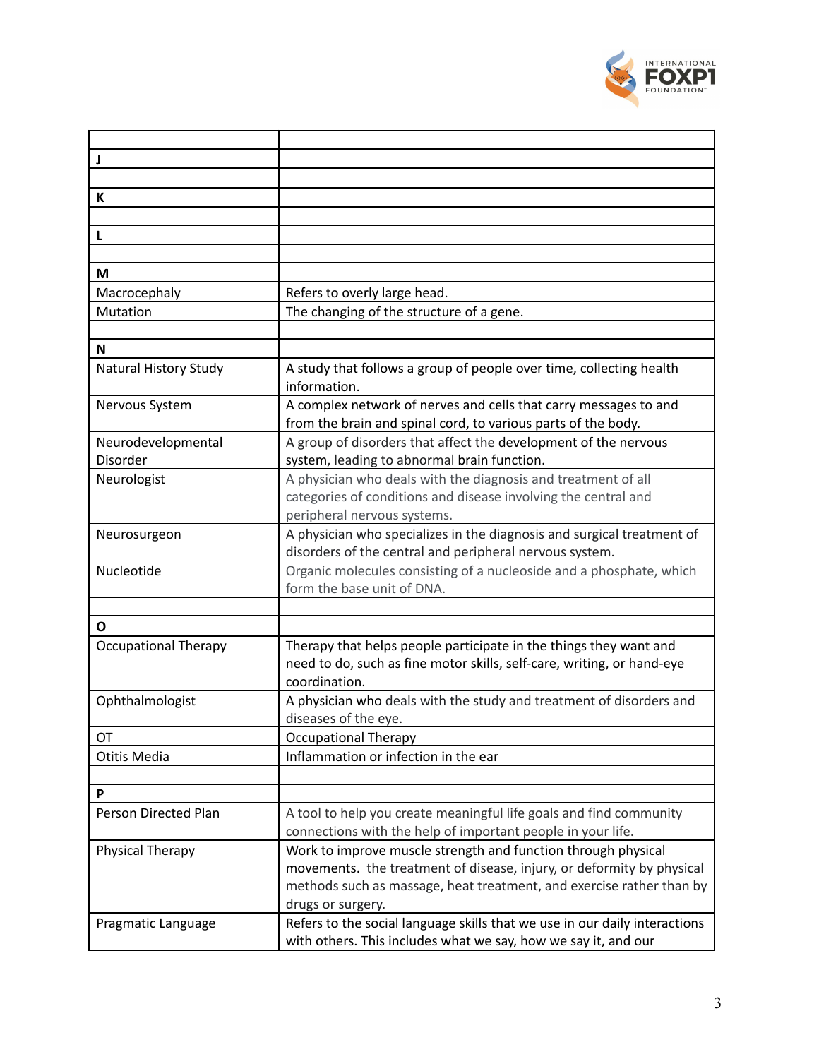| | |
|---|---|
| **J** | |
| | |
| **K** | |
| | |
| **L** | |
| | |
| **M** | |
| Macrocephaly | Refers to overly large head. |
| Mutation | The changing of the structure of a gene. |
| | |
| **N** | |
| Natural History Study | A study that follows a group of people over time, collecting health information. |
| Nervous System | A complex network of nerves and cells that carry messages to and from the brain and spinal cord, to various parts of the body. |
| Neurodevelopmental Disorder | A group of disorders that affect the development of the nervous system, leading to abnormal brain function. |
| Neurologist | A physician who deals with the diagnosis and treatment of all categories of conditions and disease involving the central and peripheral nervous systems. |
| Neurosurgeon | A physician who specializes in the diagnosis and surgical treatment of disorders of the central and peripheral nervous system. |
| Nucleotide | Organic molecules consisting of a nucleoside and a phosphate, which form the base unit of DNA. |
| | |
| **O** | |
| Occupational Therapy | Therapy that helps people participate in the things they want and need to do, such as fine motor skills, self-care, writing, or hand-eye coordination. |
| Ophthalmologist | A physician who deals with the study and treatment of disorders and diseases of the eye. |
| OT | Occupational Therapy |
| Otitis Media | Inflammation or infection in the ear |
| | |
| **P** | |
| Person Directed Plan | A tool to help you create meaningful life goals and find community connections with the help of important people in your life. |
| Physical Therapy | Work to improve muscle strength and function through physical movements. the treatment of disease, injury, or deformity by physical methods such as massage, heat treatment, and exercise rather than by drugs or surgery. |
| Pragmatic Language | Refers to the social language skills that we use in our daily interactions with others. This includes what we say, how we say it, and our |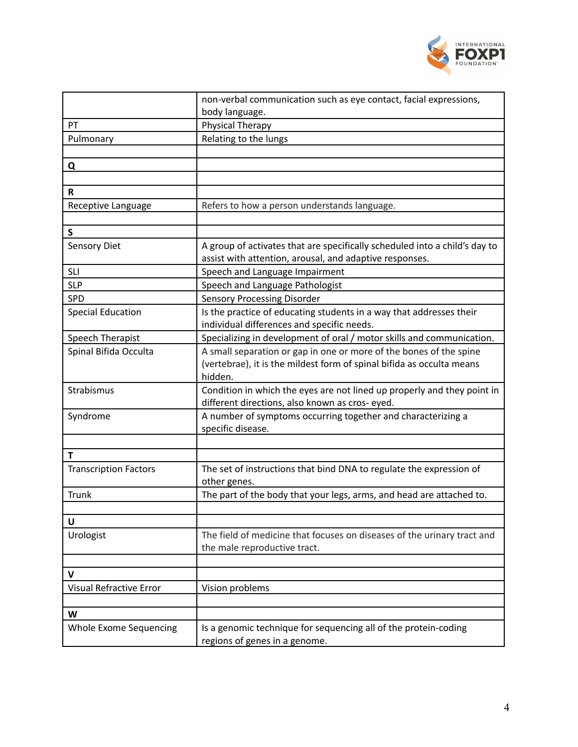| | |
|---|---|
| | non-verbal communication such as eye contact, facial expressions, body language. |
| PT | Physical Therapy |
| Pulmonary | Relating to the lungs |
| | |
| **Q** | |
| | |
| **R** | |
| Receptive Language | Refers to how a person understands language. |
| | |
| **S** | |
| Sensory Diet | A group of activates that are specifically scheduled into a child's day to assist with attention, arousal, and adaptive responses. |
| SLI | Speech and Language Impairment |
| SLP | Speech and Language Pathologist |
| SPD | Sensory Processing Disorder |
| Special Education | Is the practice of educating students in a way that addresses their individual differences and specific needs. |
| Speech Therapist | Specializing in development of oral / motor skills and communication. |
| Spinal Bifida Occulta | A small separation or gap in one or more of the bones of the spine (vertebrae), it is the mildest form of spinal bifida as occulta means hidden. |
| Strabismus | Condition in which the eyes are not lined up properly and they point in different directions, also known as cros- eyed. |
| Syndrome | A number of symptoms occurring together and characterizing a specific disease. |
| | |
| **T** | |
| Transcription Factors | The set of instructions that bind DNA to regulate the expression of other genes. |
| Trunk | The part of the body that your legs, arms, and head are attached to. |
| | |
| **U** | |
| Urologist | The field of medicine that focuses on diseases of the urinary tract and the male reproductive tract. |
| | |
| **V** | |
| Visual Refractive Error | Vision problems |
| | |
| **W** | |
| Whole Exome Sequencing | Is a genomic technique for sequencing all of the protein-coding regions of genes in a genome. |